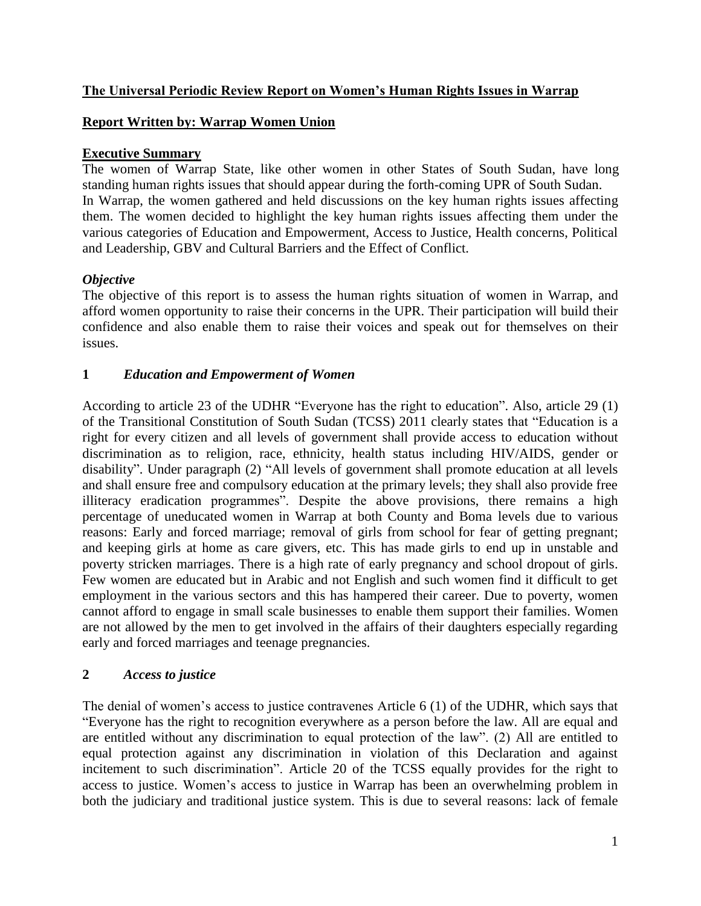## **The Universal Periodic Review Report on Women's Human Rights Issues in Warrap**

### **Report Written by: Warrap Women Union**

### **Executive Summary**

The women of Warrap State, like other women in other States of South Sudan, have long standing human rights issues that should appear during the forth-coming UPR of South Sudan. In Warrap, the women gathered and held discussions on the key human rights issues affecting them. The women decided to highlight the key human rights issues affecting them under the various categories of Education and Empowerment, Access to Justice, Health concerns, Political and Leadership, GBV and Cultural Barriers and the Effect of Conflict.

### *Objective*

The objective of this report is to assess the human rights situation of women in Warrap, and afford women opportunity to raise their concerns in the UPR. Their participation will build their confidence and also enable them to raise their voices and speak out for themselves on their issues.

### **1** *Education and Empowerment of Women*

According to article 23 of the UDHR "Everyone has the right to education". Also, article 29 (1) of the Transitional Constitution of South Sudan (TCSS) 2011 clearly states that "Education is a right for every citizen and all levels of government shall provide access to education without discrimination as to religion, race, ethnicity, health status including HIV/AIDS, gender or disability". Under paragraph (2) "All levels of government shall promote education at all levels and shall ensure free and compulsory education at the primary levels; they shall also provide free illiteracy eradication programmes". Despite the above provisions, there remains a high percentage of uneducated women in Warrap at both County and Boma levels due to various reasons: Early and forced marriage; removal of girls from school for fear of getting pregnant; and keeping girls at home as care givers, etc. This has made girls to end up in unstable and poverty stricken marriages. There is a high rate of early pregnancy and school dropout of girls. Few women are educated but in Arabic and not English and such women find it difficult to get employment in the various sectors and this has hampered their career. Due to poverty, women cannot afford to engage in small scale businesses to enable them support their families. Women are not allowed by the men to get involved in the affairs of their daughters especially regarding early and forced marriages and teenage pregnancies.

### **2** *Access to justice*

The denial of women's access to justice contravenes Article 6 (1) of the UDHR, which says that "Everyone has the right to recognition everywhere as a person before the law. All are equal and are entitled without any discrimination to equal protection of the law". (2) All are entitled to equal protection against any discrimination in violation of this Declaration and against incitement to such discrimination". Article 20 of the TCSS equally provides for the right to access to justice. Women's access to justice in Warrap has been an overwhelming problem in both the judiciary and traditional justice system. This is due to several reasons: lack of female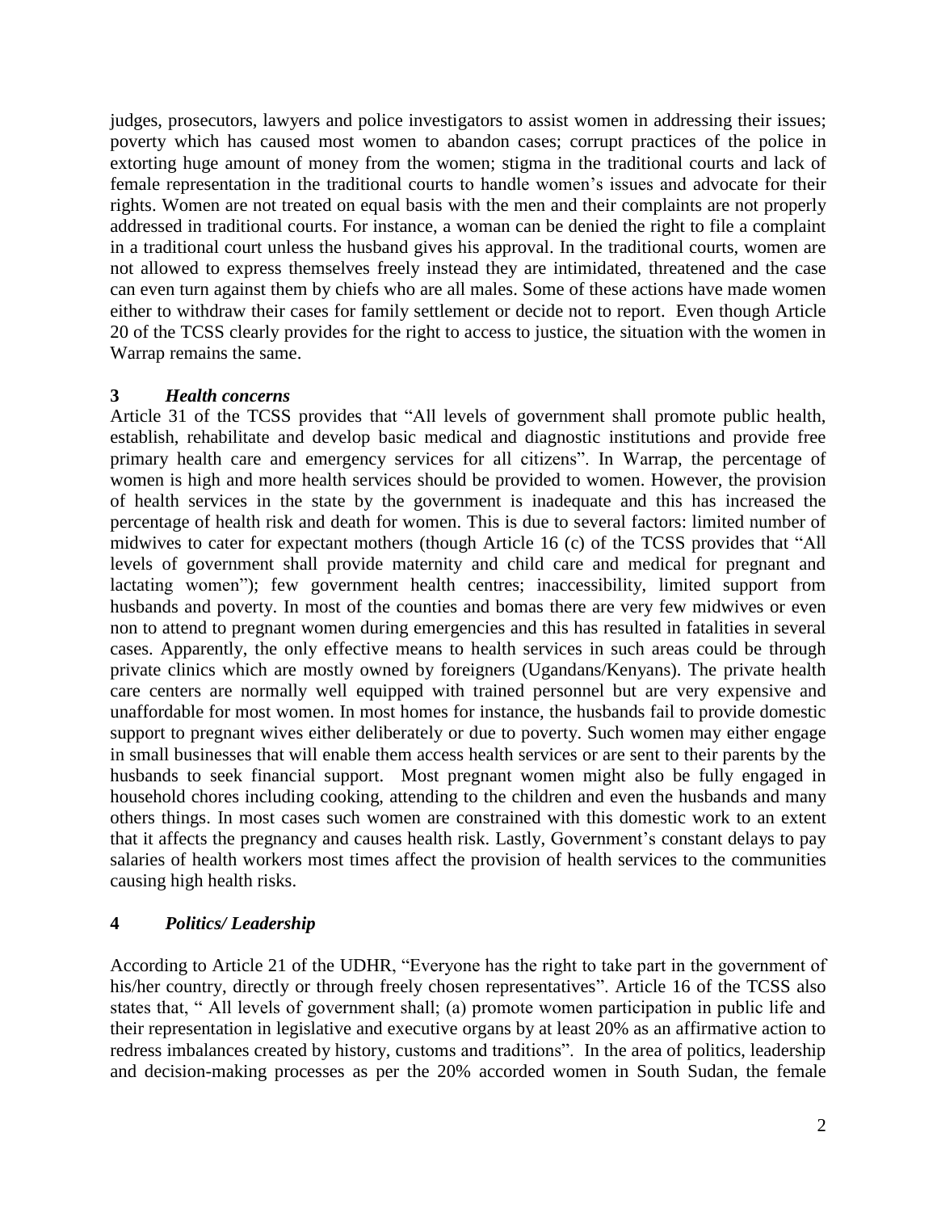judges, prosecutors, lawyers and police investigators to assist women in addressing their issues; poverty which has caused most women to abandon cases; corrupt practices of the police in extorting huge amount of money from the women; stigma in the traditional courts and lack of female representation in the traditional courts to handle women's issues and advocate for their rights. Women are not treated on equal basis with the men and their complaints are not properly addressed in traditional courts. For instance, a woman can be denied the right to file a complaint in a traditional court unless the husband gives his approval. In the traditional courts, women are not allowed to express themselves freely instead they are intimidated, threatened and the case can even turn against them by chiefs who are all males. Some of these actions have made women either to withdraw their cases for family settlement or decide not to report. Even though Article 20 of the TCSS clearly provides for the right to access to justice, the situation with the women in Warrap remains the same.

## 3 *Health concerns*

Article 31 of the TCSS provides that "All levels of government shall promote public health, establish, rehabilitate and develop basic medical and diagnostic institutions and provide free primary health care and emergency services for all citizens". In Warrap, the percentage of women is high and more health services should be provided to women. However, the provision of health services in the state by the government is inadequate and this has increased the percentage of health risk and death for women. This is due to several factors: limited number of midwives to cater for expectant mothers (though Article 16 (c) of the TCSS provides that "All levels of government shall provide maternity and child care and medical for pregnant and lactating women"); few government health centres; inaccessibility, limited support from husbands and poverty. In most of the counties and bomas there are very few midwives or even non to attend to pregnant women during emergencies and this has resulted in fatalities in several cases. Apparently, the only effective means to health services in such areas could be through private clinics which are mostly owned by foreigners (Ugandans/Kenyans). The private health care centers are normally well equipped with trained personnel but are very expensive and unaffordable for most women. In most homes for instance, the husbands fail to provide domestic support to pregnant wives either deliberately or due to poverty. Such women may either engage in small businesses that will enable them access health services or are sent to their parents by the husbands to seek financial support. Most pregnant women might also be fully engaged in household chores including cooking, attending to the children and even the husbands and many others things. In most cases such women are constrained with this domestic work to an extent that it affects the pregnancy and causes health risk. Lastly, Government's constant delays to pay salaries of health workers most times affect the provision of health services to the communities causing high health risks.

## 4 *Politics/ Leadership*

According to Article 21 of the UDHR, "Everyone has the right to take part in the government of his/her country, directly or through freely chosen representatives". Article 16 of the TCSS also states that, " All levels of government shall; (a) promote women participation in public life and their representation in legislative and executive organs by at least 20% as an affirmative action to redress imbalances created by history, customs and traditions". In the area of politics, leadership and decision-making processes as per the 20% accorded women in South Sudan, the female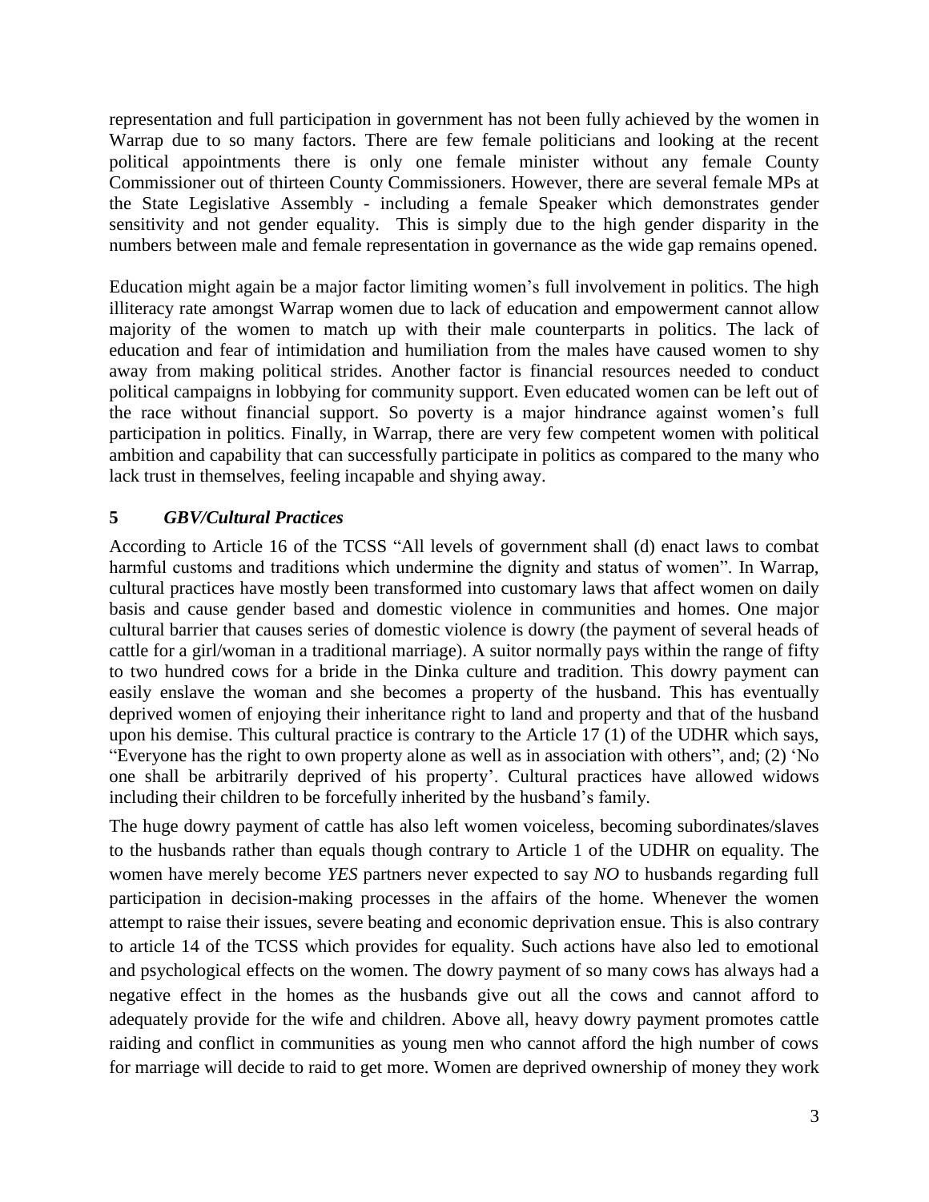representation and full participation in government has not been fully achieved by the women in Warrap due to so many factors. There are few female politicians and looking at the recent political appointments there is only one female minister without any female County Commissioner out of thirteen County Commissioners. However, there are several female MPs at the State Legislative Assembly - including a female Speaker which demonstrates gender sensitivity and not gender equality. This is simply due to the high gender disparity in the numbers between male and female representation in governance as the wide gap remains opened.

Education might again be a major factor limiting women's full involvement in politics. The high illiteracy rate amongst Warrap women due to lack of education and empowerment cannot allow majority of the women to match up with their male counterparts in politics. The lack of education and fear of intimidation and humiliation from the males have caused women to shy away from making political strides. Another factor is financial resources needed to conduct political campaigns in lobbying for community support. Even educated women can be left out of the race without financial support. So poverty is a major hindrance against women's full participation in politics. Finally, in Warrap, there are very few competent women with political ambition and capability that can successfully participate in politics as compared to the many who lack trust in themselves, feeling incapable and shying away.

## 5 *GBV/Cultural Practices*

According to Article 16 of the TCSS "All levels of government shall (d) enact laws to combat harmful customs and traditions which undermine the dignity and status of women". In Warrap, cultural practices have mostly been transformed into customary laws that affect women on daily basis and cause gender based and domestic violence in communities and homes. One major cultural barrier that causes series of domestic violence is dowry (the payment of several heads of cattle for a girl/woman in a traditional marriage). A suitor normally pays within the range of fifty to two hundred cows for a bride in the Dinka culture and tradition. This dowry payment can easily enslave the woman and she becomes a property of the husband. This has eventually deprived women of enjoying their inheritance right to land and property and that of the husband upon his demise. This cultural practice is contrary to the Article 17 (1) of the UDHR which says, "Everyone has the right to own property alone as well as in association with others", and; (2) 'No one shall be arbitrarily deprived of his property'. Cultural practices have allowed widows including their children to be forcefully inherited by the husband's family.

The huge dowry payment of cattle has also left women voiceless, becoming subordinates/slaves to the husbands rather than equals though contrary to Article 1 of the UDHR on equality. The women have merely become *YES* partners never expected to say *NO* to husbands regarding full participation in decision-making processes in the affairs of the home. Whenever the women attempt to raise their issues, severe beating and economic deprivation ensue. This is also contrary to article 14 of the TCSS which provides for equality. Such actions have also led to emotional and psychological effects on the women. The dowry payment of so many cows has always had a negative effect in the homes as the husbands give out all the cows and cannot afford to adequately provide for the wife and children. Above all, heavy dowry payment promotes cattle raiding and conflict in communities as young men who cannot afford the high number of cows for marriage will decide to raid to get more. Women are deprived ownership of money they work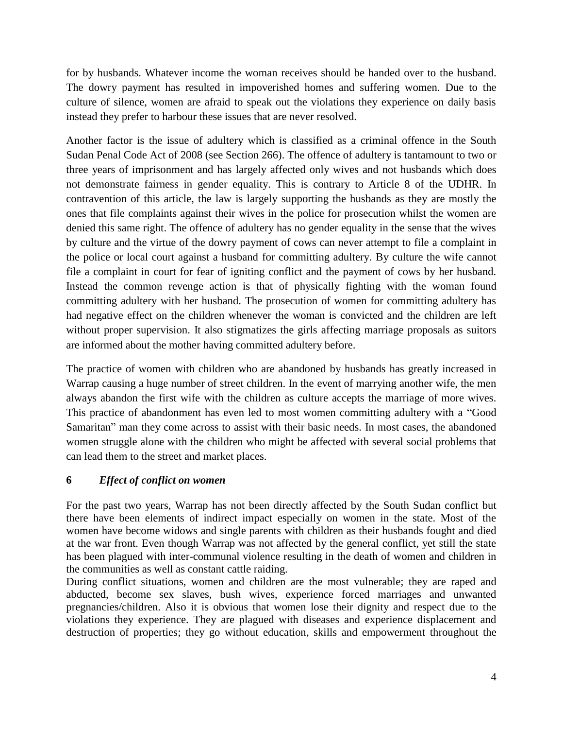for by husbands. Whatever income the woman receives should be handed over to the husband. The dowry payment has resulted in impoverished homes and suffering women. Due to the culture of silence, women are afraid to speak out the violations they experience on daily basis instead they prefer to harbour these issues that are never resolved.

Another factor is the issue of adultery which is classified as a criminal offence in the South Sudan Penal Code Act of 2008 (see Section 266). The offence of adultery is tantamount to two or three years of imprisonment and has largely affected only wives and not husbands which does not demonstrate fairness in gender equality. This is contrary to Article 8 of the UDHR. In contravention of this article, the law is largely supporting the husbands as they are mostly the ones that file complaints against their wives in the police for prosecution whilst the women are denied this same right. The offence of adultery has no gender equality in the sense that the wives by culture and the virtue of the dowry payment of cows can never attempt to file a complaint in the police or local court against a husband for committing adultery. By culture the wife cannot file a complaint in court for fear of igniting conflict and the payment of cows by her husband. Instead the common revenge action is that of physically fighting with the woman found committing adultery with her husband. The prosecution of women for committing adultery has had negative effect on the children whenever the woman is convicted and the children are left without proper supervision. It also stigmatizes the girls affecting marriage proposals as suitors are informed about the mother having committed adultery before.

The practice of women with children who are abandoned by husbands has greatly increased in Warrap causing a huge number of street children. In the event of marrying another wife, the men always abandon the first wife with the children as culture accepts the marriage of more wives. This practice of abandonment has even led to most women committing adultery with a "Good Samaritan" man they come across to assist with their basic needs. In most cases, the abandoned women struggle alone with the children who might be affected with several social problems that can lead them to the street and market places.

## 6 *Effect of conflict on women*

For the past two years, Warrap has not been directly affected by the South Sudan conflict but there have been elements of indirect impact especially on women in the state. Most of the women have become widows and single parents with children as their husbands fought and died at the war front. Even though Warrap was not affected by the general conflict, yet still the state has been plagued with inter-communal violence resulting in the death of women and children in the communities as well as constant cattle raiding.

During conflict situations, women and children are the most vulnerable; they are raped and abducted, become sex slaves, bush wives, experience forced marriages and unwanted pregnancies/children. Also it is obvious that women lose their dignity and respect due to the violations they experience. They are plagued with diseases and experience displacement and destruction of properties; they go without education, skills and empowerment throughout the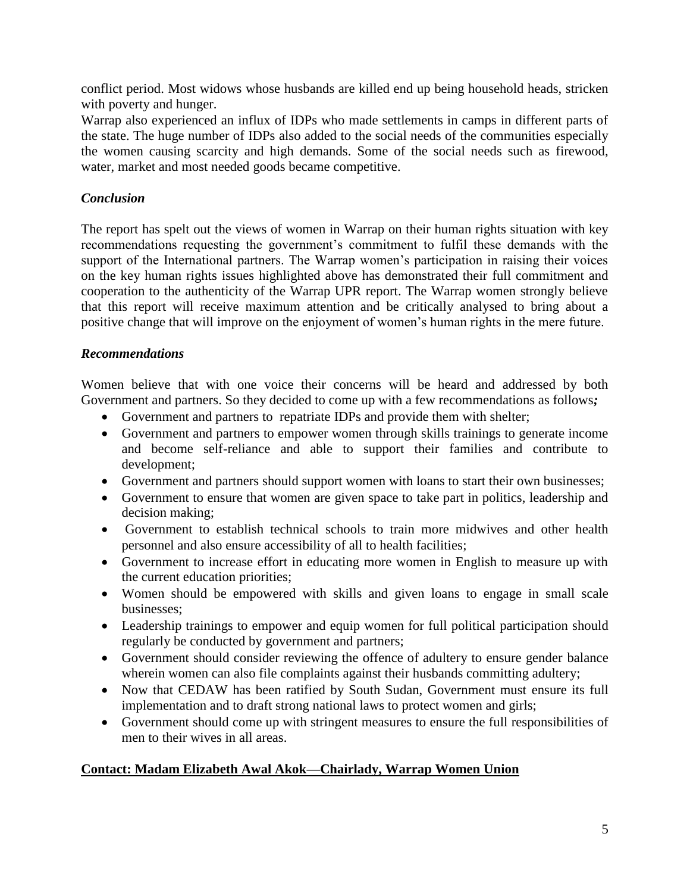conflict period. Most widows whose husbands are killed end up being household heads, stricken with poverty and hunger.

Warrap also experienced an influx of IDPs who made settlements in camps in different parts of the state. The huge number of IDPs also added to the social needs of the communities especially the women causing scarcity and high demands. Some of the social needs such as firewood, water, market and most needed goods became competitive.

### *Conclusion*

The report has spelt out the views of women in Warrap on their human rights situation with key recommendations requesting the government's commitment to fulfil these demands with the support of the International partners. The Warrap women's participation in raising their voices on the key human rights issues highlighted above has demonstrated their full commitment and cooperation to the authenticity of the Warrap UPR report. The Warrap women strongly believe that this report will receive maximum attention and be critically analysed to bring about a positive change that will improve on the enjoyment of women's human rights in the mere future.

### *Recommendations*

Women believe that with one voice their concerns will be heard and addressed by both Government and partners. So they decided to come up with a few recommendations as follows***;***

- Government and partners to repatriate IDPs and provide them with shelter;
- Government and partners to empower women through skills trainings to generate income and become self-reliance and able to support their families and contribute to development;
- Government and partners should support women with loans to start their own businesses;
- Government to ensure that women are given space to take part in politics, leadership and decision making;
- Government to establish technical schools to train more midwives and other health personnel and also ensure accessibility of all to health facilities;
- Government to increase effort in educating more women in English to measure up with the current education priorities;
- Women should be empowered with skills and given loans to engage in small scale businesses;
- Leadership trainings to empower and equip women for full political participation should regularly be conducted by government and partners;
- Government should consider reviewing the offence of adultery to ensure gender balance wherein women can also file complaints against their husbands committing adultery;
- Now that CEDAW has been ratified by South Sudan, Government must ensure its full implementation and to draft strong national laws to protect women and girls;
- Government should come up with stringent measures to ensure the full responsibilities of men to their wives in all areas.

**<u>Contact: Madam Elizabeth Awal Akok—Chairlady, Warrap Women Union</u>**